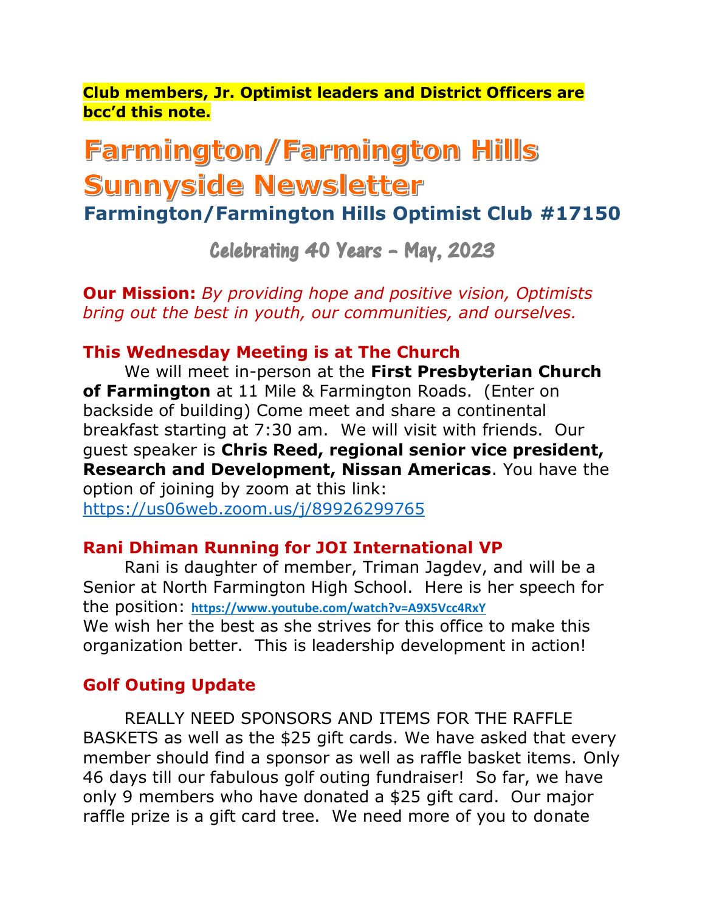**Club members, Jr. Optimist leaders and District Officers are bcc'd this note.**

# Farmington/Farmington Hills Sunnyside Newsletter

## Farmington/Farmington Hills Optimist Club #17150

### Celebrating 40 Years – May, 2023

**Our Mission:** *By providing hope and positive vision, Optimists bring out the best in youth, our communities, and ourselves.*

### This Wednesday Meeting is at The Church

We will meet in-person at the **First Presbyterian Church of Farmington** at 11 Mile & Farmington Roads. (Enter on backside of building) Come meet and share a continental breakfast starting at 7:30 am. We will visit with friends. Our guest speaker is **Chris Reed, regional senior vice president, Research and Development, Nissan Americas**. You have the option of joining by zoom at this link: https://us06web.zoom.us/j/89926299765

### Rani Dhiman Running for JOI International VP

Rani is daughter of member, Triman Jagdev, and will be a Senior at North Farmington High School. Here is her speech for the position: https://www.youtube.com/watch?v=A9X5Vcc4RxY
We wish her the best as she strives for this office to make this organization better. This is leadership development in action!

### Golf Outing Update

REALLY NEED SPONSORS AND ITEMS FOR THE RAFFLE BASKETS as well as the $25 gift cards. We have asked that every member should find a sponsor as well as raffle basket items. Only 46 days till our fabulous golf outing fundraiser! So far, we have only 9 members who have donated a $25 gift card. Our major raffle prize is a gift card tree. We need more of you to donate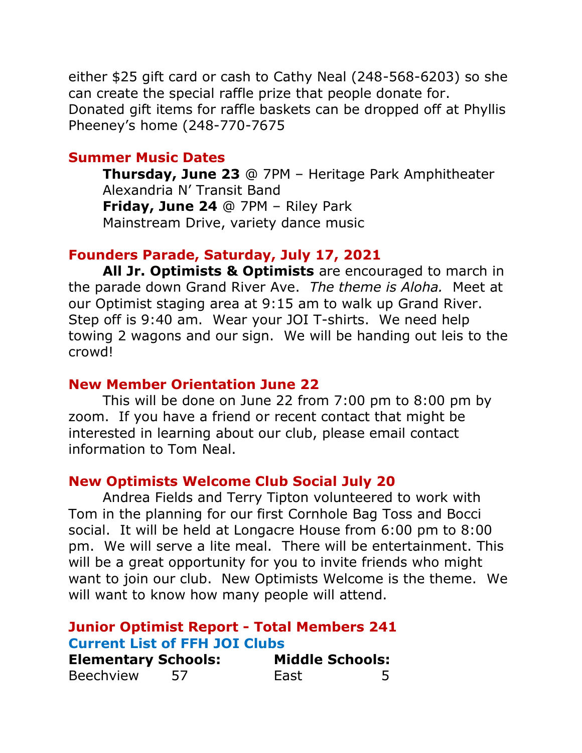either $25 gift card or cash to Cathy Neal (248-568-6203) so she can create the special raffle prize that people donate for. Donated gift items for raffle baskets can be dropped off at Phyllis Pheeney's home (248-770-7675

## Summer Music Dates

**Thursday, June 23** @ 7PM – Heritage Park Amphitheater
Alexandria N' Transit Band
**Friday, June 24** @ 7PM – Riley Park
Mainstream Drive, variety dance music

## Founders Parade, Saturday, July 17, 2021

**All Jr. Optimists & Optimists** are encouraged to march in the parade down Grand River Ave. *The theme is Aloha.* Meet at our Optimist staging area at 9:15 am to walk up Grand River. Step off is 9:40 am. Wear your JOI T-shirts. We need help towing 2 wagons and our sign. We will be handing out leis to the crowd!

## New Member Orientation June 22

This will be done on June 22 from 7:00 pm to 8:00 pm by zoom. If you have a friend or recent contact that might be interested in learning about our club, please email contact information to Tom Neal.

## New Optimists Welcome Club Social July 20

Andrea Fields and Terry Tipton volunteered to work with Tom in the planning for our first Cornhole Bag Toss and Bocci social. It will be held at Longacre House from 6:00 pm to 8:00 pm. We will serve a lite meal. There will be entertainment. This will be a great opportunity for you to invite friends who might want to join our club. New Optimists Welcome is the theme. We will want to know how many people will attend.

## Junior Optimist Report - Total Members 241

### Current List of FFH JOI Clubs

| Elementary Schools: | | Middle Schools: | |
|---|---|---|---|
| Beechview | 57 | East | 5 |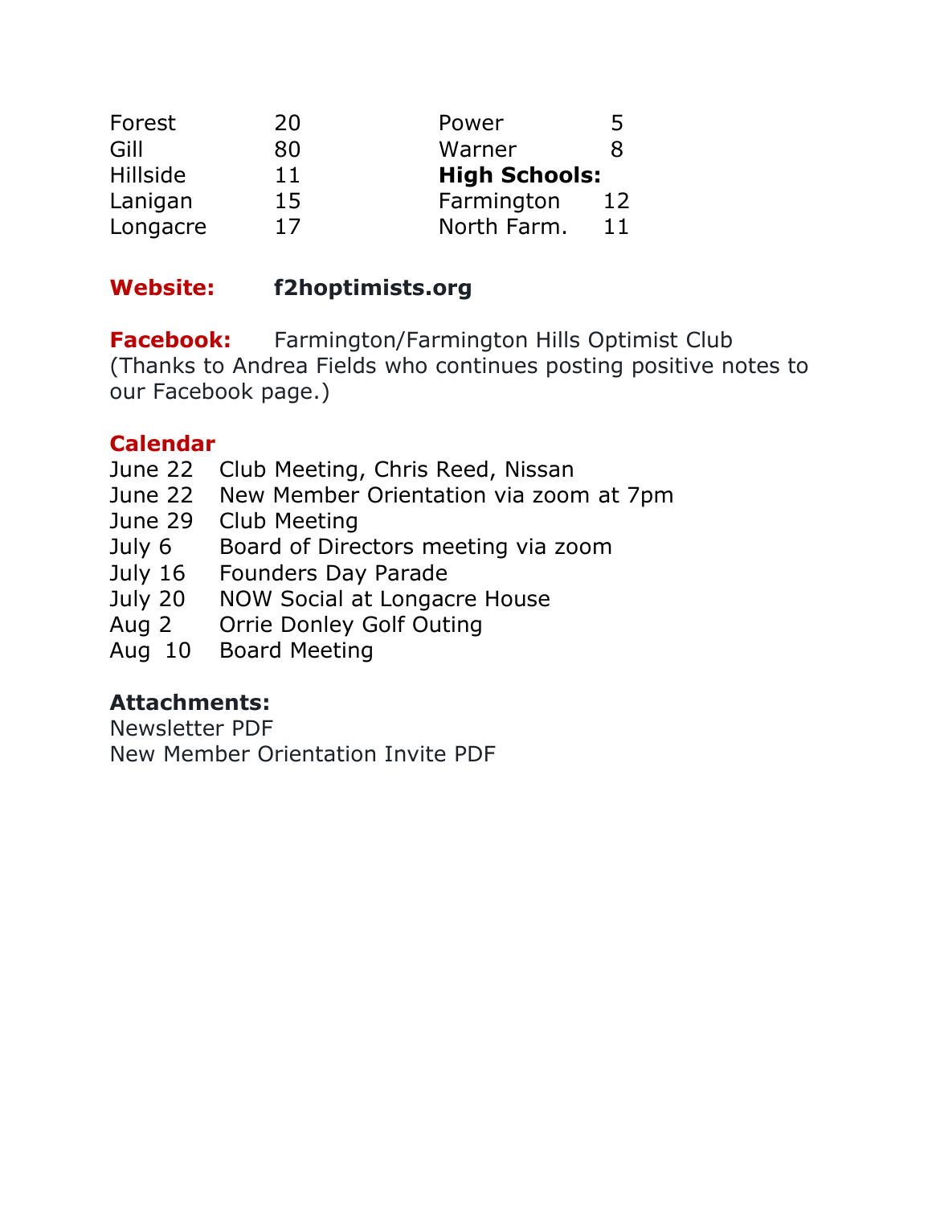| | | | |
|---|---|---|---|
| Forest | 20 | Power | 5 |
| Gill | 80 | Warner | 8 |
| Hillside | 11 | **High Schools:** | |
| Lanigan | 15 | Farmington | 12 |
| Longacre | 17 | North Farm. | 11 |

**Website:** **f2hoptimists.org**

**Facebook:** Farmington/Farmington Hills Optimist Club (Thanks to Andrea Fields who continues posting positive notes to our Facebook page.)

**Calendar**

| | |
|---|---|
| June 22 | Club Meeting, Chris Reed, Nissan |
| June 22 | New Member Orientation via zoom at 7pm |
| June 29 | Club Meeting |
| July 6 | Board of Directors meeting via zoom |
| July 16 | Founders Day Parade |
| July 20 | NOW Social at Longacre House |
| Aug 2 | Orrie Donley Golf Outing |
| Aug 10 | Board Meeting |

**Attachments:**

Newsletter PDF

New Member Orientation Invite PDF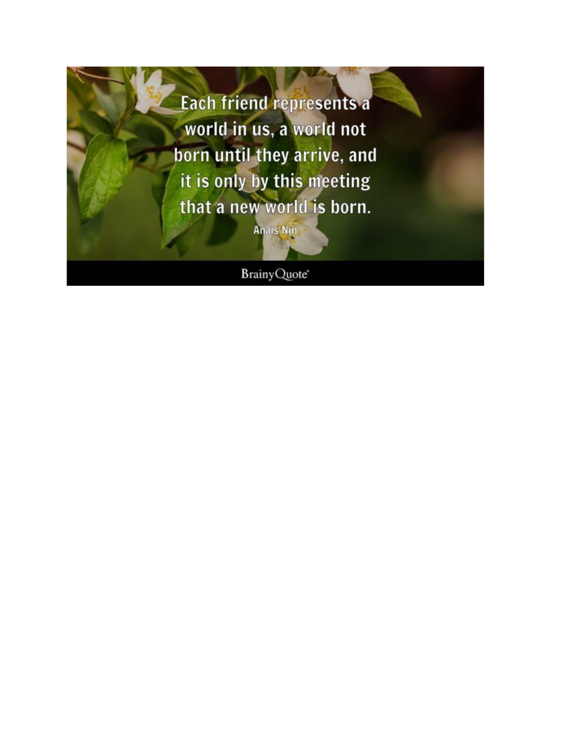Each friend represents a world in us, a world not born until they arrive, and it is only by this meeting that a new world is born.

Anais Nin

BrainyQuote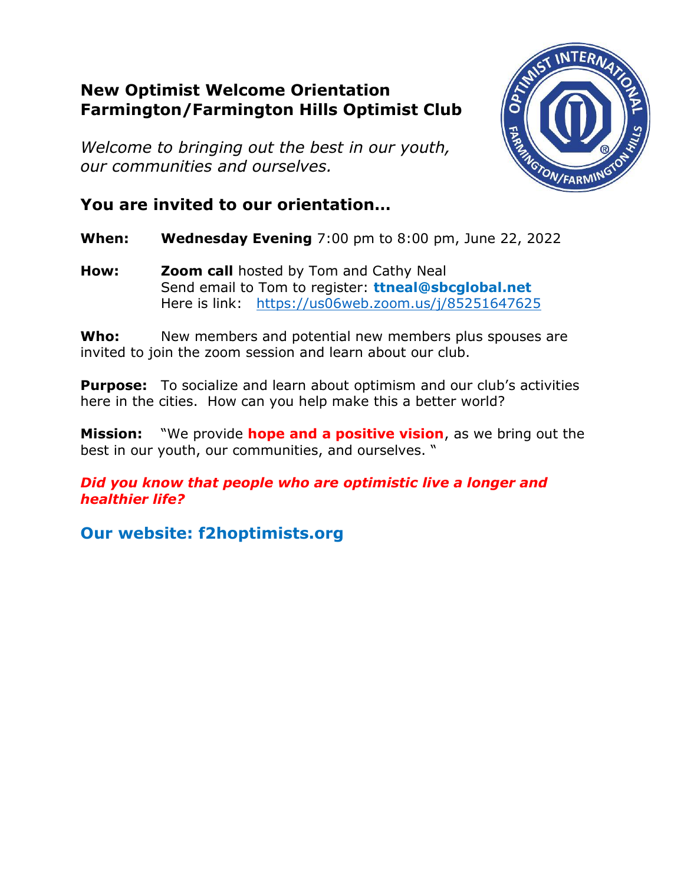# New Optimist Welcome Orientation
# Farmington/Farmington Hills Optimist Club

*Welcome to bringing out the best in our youth, our communities and ourselves.*

## You are invited to our orientation…

**When:** **Wednesday Evening** 7:00 pm to 8:00 pm, June 22, 2022

**How:** **Zoom call** hosted by Tom and Cathy Neal
Send email to Tom to register: **ttneal@sbcglobal.net**
Here is link: https://us06web.zoom.us/j/85251647625

**Who:** New members and potential new members plus spouses are invited to join the zoom session and learn about our club.

**Purpose:** To socialize and learn about optimism and our club's activities here in the cities. How can you help make this a better world?

**Mission:** "We provide **hope and a positive vision**, as we bring out the best in our youth, our communities, and ourselves. "

***Did you know that people who are optimistic live a longer and healthier life?***

## Our website: f2hoptimists.org